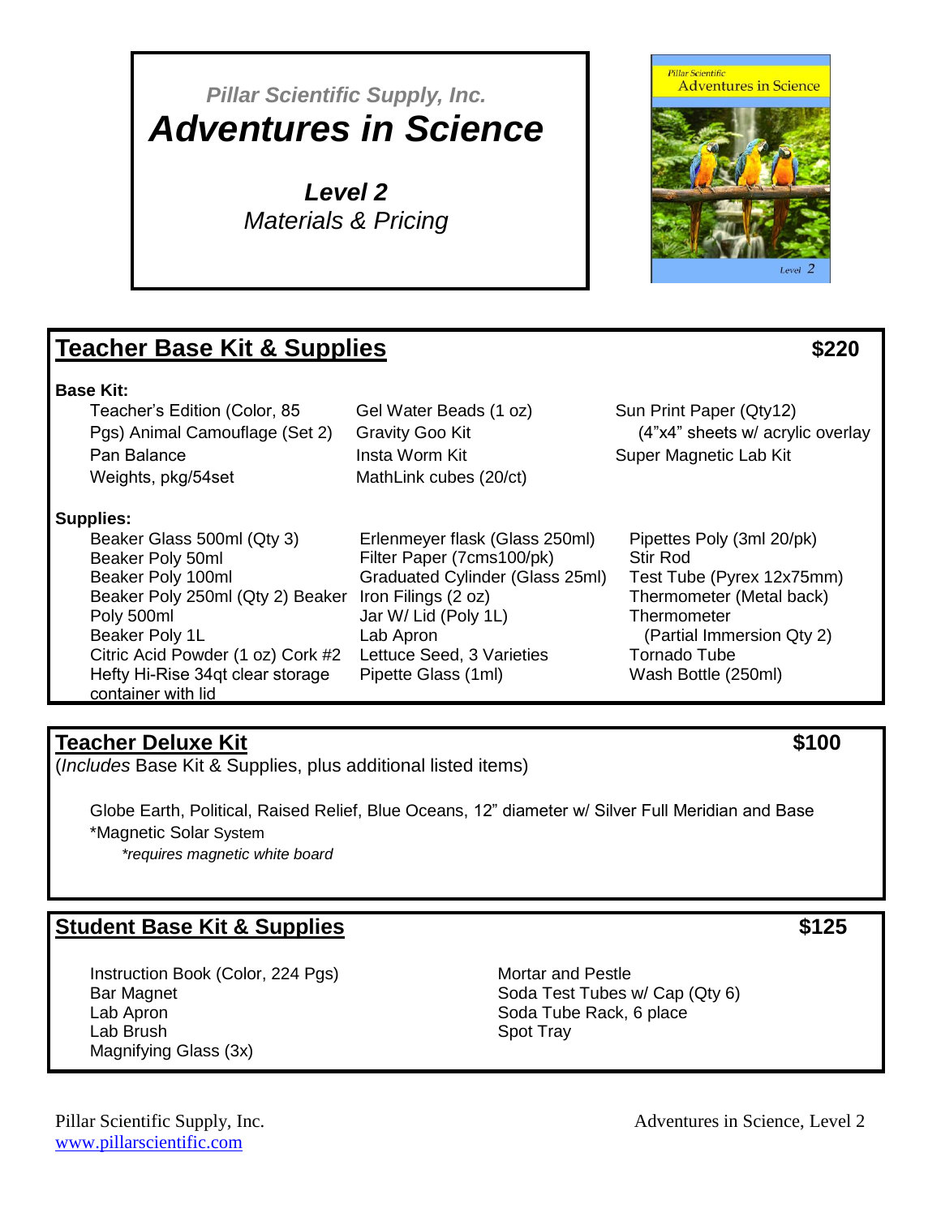*Pillar Scientific Supply, Inc.*

# *Adventures in Science*

***Level 2***

*Materials & Pricing*

## Teacher Base Kit & Supplies — $220

**Base Kit:**

- Teacher's Edition (Color, 85 Pgs)
- Animal Camouflage (Set 2)
- Pan Balance
- Weights, pkg/54set
- Gel Water Beads (1 oz)
- Gravity Goo Kit
- Insta Worm Kit
- MathLink cubes (20/ct)
- Sun Print Paper (Qty12) (4"x4" sheets w/ acrylic overlay
- Super Magnetic Lab Kit

**Supplies:**

- Beaker Glass 500ml (Qty 3)
- Beaker Poly 50ml
- Beaker Poly 100ml
- Beaker Poly 250ml (Qty 2)
- Beaker Poly 500ml
- Beaker Poly 1L
- Citric Acid Powder (1 oz)
- Cork #2
- Hefty Hi-Rise 34qt clear storage container with lid
- Erlenmeyer flask (Glass 250ml)
- Filter Paper (7cms100/pk)
- Graduated Cylinder (Glass 25ml)
- Iron Filings (2 oz)
- Jar W/ Lid (Poly 1L)
- Lab Apron
- Lettuce Seed, 3 Varieties
- Pipette Glass (1ml)
- Pipettes Poly (3ml 20/pk)
- Stir Rod
- Test Tube (Pyrex 12x75mm)
- Thermometer (Metal back)
- Thermometer (Partial Immersion Qty 2)
- Tornado Tube
- Wash Bottle (250ml)

## Teacher Deluxe Kit — $100

(*Includes* Base Kit & Supplies, plus additional listed items)

- Globe Earth, Political, Raised Relief, Blue Oceans, 12" diameter w/ Silver Full Meridian and Base
- *Magnetic Solar System
  - *\*requires magnetic white board*

## Student Base Kit & Supplies — $125

- Instruction Book (Color, 224 Pgs)
- Bar Magnet
- Lab Apron
- Lab Brush
- Magnifying Glass (3x)
- Mortar and Pestle
- Soda Test Tubes w/ Cap (Qty 6)
- Soda Tube Rack, 6 place
- Spot Tray

Pillar Scientific Supply, Inc.
[www.pillarscientific.com](http://www.pillarscientific.com)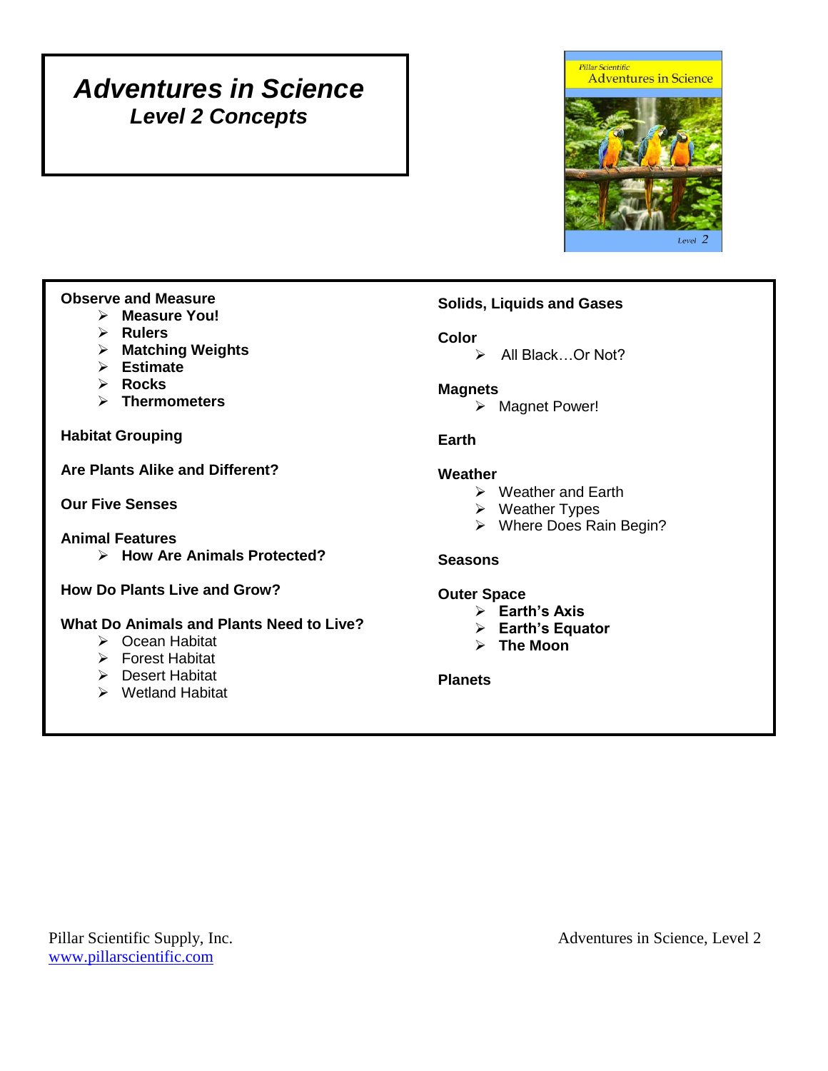# *Adventures in Science*
## *Level 2 Concepts*

**Observe and Measure**
- **Measure You!**
- **Rulers**
- **Matching Weights**
- **Estimate**
- **Rocks**
- **Thermometers**

**Habitat Grouping**

**Are Plants Alike and Different?**

**Our Five Senses**

**Animal Features**
- **How Are Animals Protected?**

**How Do Plants Live and Grow?**

**What Do Animals and Plants Need to Live?**
- Ocean Habitat
- Forest Habitat
- Desert Habitat
- Wetland Habitat

**Solids, Liquids and Gases**

**Color**
- All Black…Or Not?

**Magnets**
- Magnet Power!

**Earth**

**Weather**
- Weather and Earth
- Weather Types
- Where Does Rain Begin?

**Seasons**

**Outer Space**
- **Earth's Axis**
- **Earth's Equator**
- **The Moon**

**Planets**

Pillar Scientific Supply, Inc.
www.pillarscientific.com

Adventures in Science, Level 2